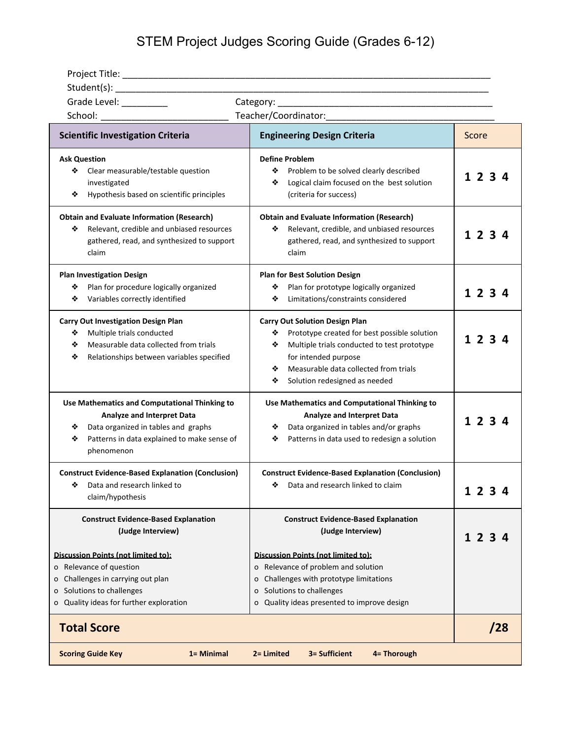# STEM Project Judges Scoring Guide (Grades 6-12)

Project Title: ___________________________________________________________________________

Student(s): ___________________________________________________________________________

Grade Level: _________ Category: ___________________________________________

School: _________________________ Teacher/Coordinator:_________________________________

| Scientific Investigation Criteria | Engineering Design Criteria | Score |
|---|---|---|
| **Ask Question**<br>❖ Clear measurable/testable question investigated<br>❖ Hypothesis based on scientific principles | **Define Problem**<br>❖ Problem to be solved clearly described<br>❖ Logical claim focused on the best solution (criteria for success) | **1 2 3 4** |
| **Obtain and Evaluate Information (Research)**<br>❖ Relevant, credible and unbiased resources gathered, read, and synthesized to support claim | **Obtain and Evaluate Information (Research)**<br>❖ Relevant, credible, and unbiased resources gathered, read, and synthesized to support claim | **1 2 3 4** |
| **Plan Investigation Design**<br>❖ Plan for procedure logically organized<br>❖ Variables correctly identified | **Plan for Best Solution Design**<br>❖ Plan for prototype logically organized<br>❖ Limitations/constraints considered | **1 2 3 4** |
| **Carry Out Investigation Design Plan**<br>❖ Multiple trials conducted<br>❖ Measurable data collected from trials<br>❖ Relationships between variables specified | **Carry Out Solution Design Plan**<br>❖ Prototype created for best possible solution<br>❖ Multiple trials conducted to test prototype for intended purpose<br>❖ Measurable data collected from trials<br>❖ Solution redesigned as needed | **1 2 3 4** |
| **Use Mathematics and Computational Thinking to Analyze and Interpret Data**<br>❖ Data organized in tables and graphs<br>❖ Patterns in data explained to make sense of phenomenon | **Use Mathematics and Computational Thinking to Analyze and Interpret Data**<br>❖ Data organized in tables and/or graphs<br>❖ Patterns in data used to redesign a solution | **1 2 3 4** |
| **Construct Evidence-Based Explanation (Conclusion)**<br>❖ Data and research linked to claim/hypothesis | **Construct Evidence-Based Explanation (Conclusion)**<br>❖ Data and research linked to claim | **1 2 3 4** |
| **Construct Evidence-Based Explanation (Judge Interview)**<br><br>**Discussion Points (not limited to):**<br>o Relevance of question<br>o Challenges in carrying out plan<br>o Solutions to challenges<br>o Quality ideas for further exploration | **Construct Evidence-Based Explanation (Judge Interview)**<br><br>**Discussion Points (not limited to):**<br>o Relevance of problem and solution<br>o Challenges with prototype limitations<br>o Solutions to challenges<br>o Quality ideas presented to improve design | **1 2 3 4** |
| **Total Score** | | **/28** |

**Scoring Guide Key** **1= Minimal** **2= Limited** **3= Sufficient** **4= Thorough**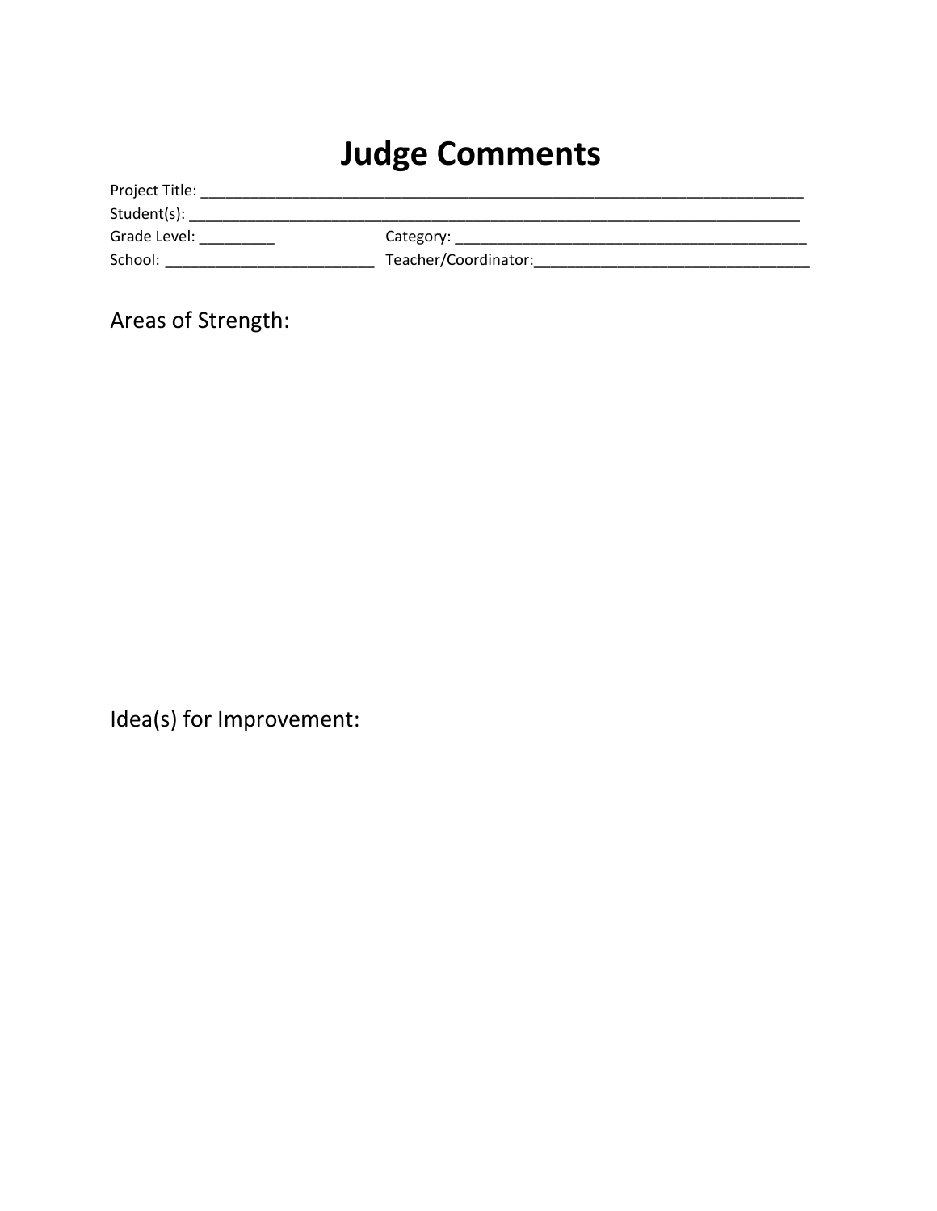# Judge Comments

Project Title: ___________________________________________________________________________

Student(s): _____________________________________________________________________________

Grade Level: _________ Category: ____________________________________________

School: __________________________ Teacher/Coordinator:__________________________________

Areas of Strength:

Idea(s) for Improvement: